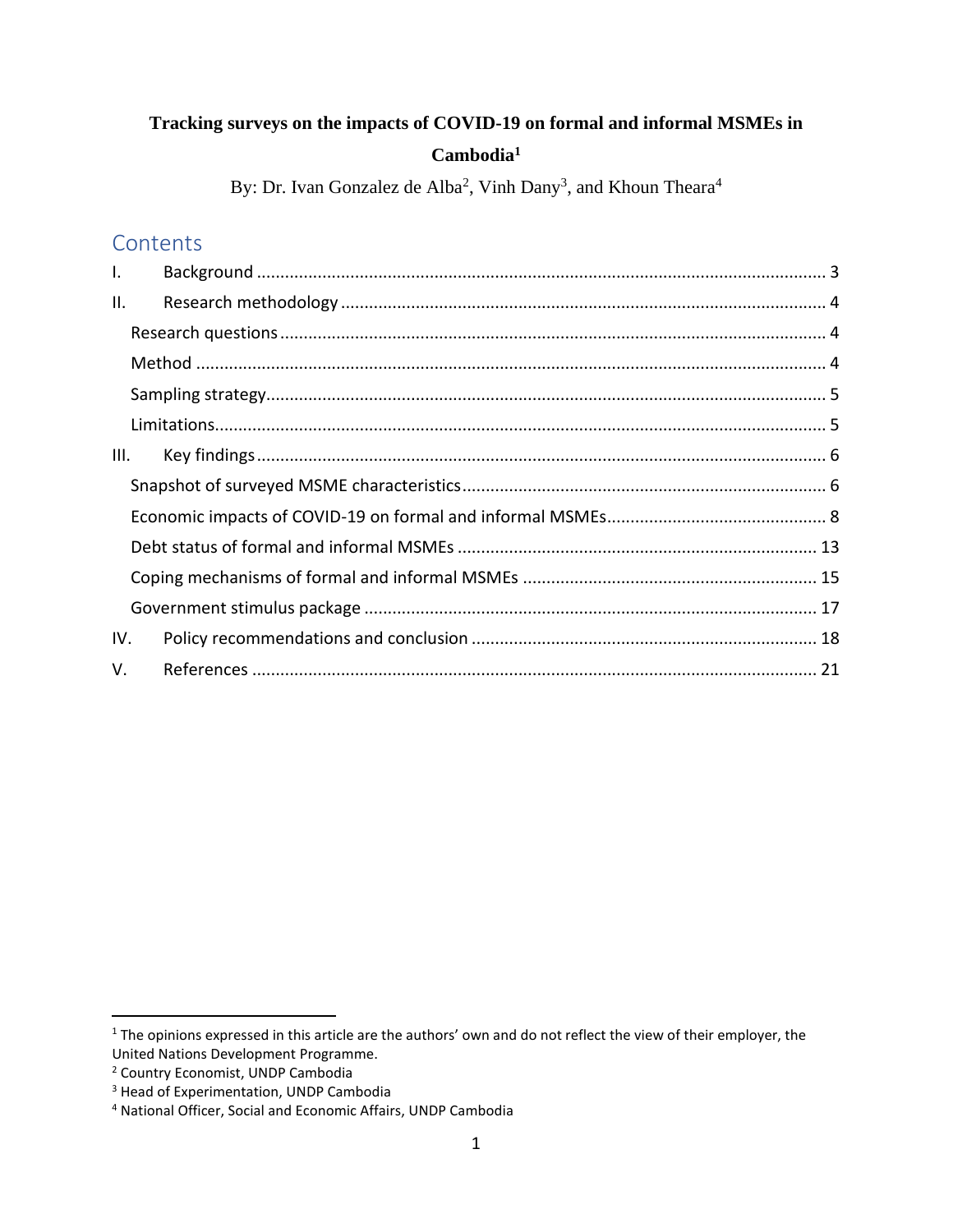# Tracking surveys on the impacts of COVID-19 on formal and informal MSMEs in Cambodia[1]

By: Dr. Ivan Gonzalez de Alba[2], Vinh Dany[3], and Khoun Theara[4]

## Contents

- I. Background ........................................................ 3
- II. Research methodology ........................................................ 4
  - Research questions ........................................................ 4
  - Method ........................................................ 4
  - Sampling strategy ........................................................ 5
  - Limitations ........................................................ 5
- III. Key findings ........................................................ 6
  - Snapshot of surveyed MSME characteristics ........................................................ 6
  - Economic impacts of COVID-19 on formal and informal MSMEs ........................................................ 8
  - Debt status of formal and informal MSMEs ........................................................ 13
  - Coping mechanisms of formal and informal MSMEs ........................................................ 15
  - Government stimulus package ........................................................ 17
- IV. Policy recommendations and conclusion ........................................................ 18
- V. References ........................................................ 21

---

[1] The opinions expressed in this article are the authors' own and do not reflect the view of their employer, the United Nations Development Programme.

[2] Country Economist, UNDP Cambodia

[3] Head of Experimentation, UNDP Cambodia

[4] National Officer, Social and Economic Affairs, UNDP Cambodia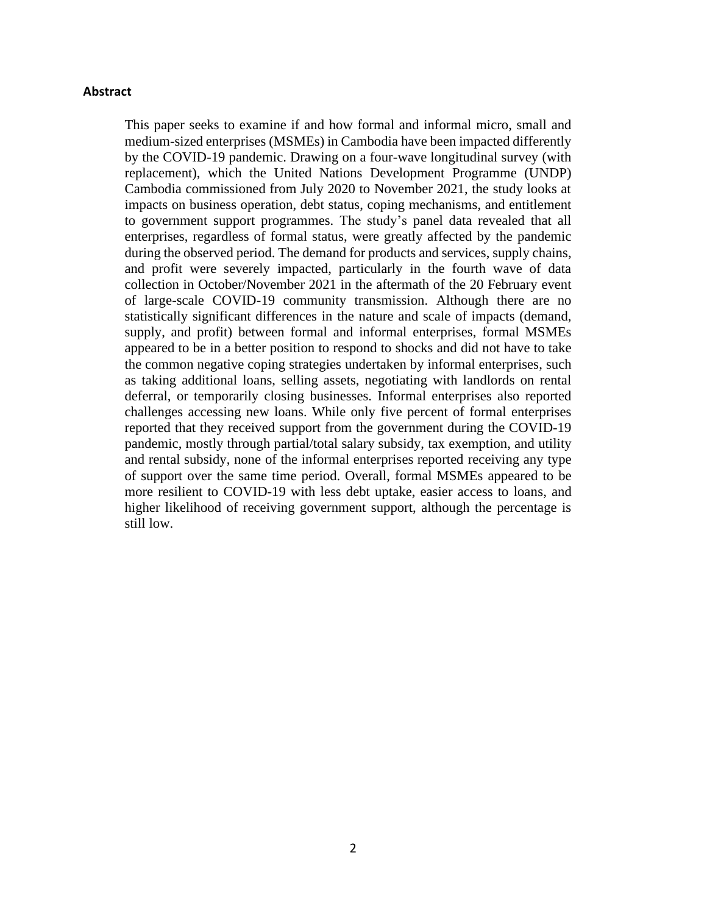## Abstract

This paper seeks to examine if and how formal and informal micro, small and medium-sized enterprises (MSMEs) in Cambodia have been impacted differently by the COVID-19 pandemic. Drawing on a four-wave longitudinal survey (with replacement), which the United Nations Development Programme (UNDP) Cambodia commissioned from July 2020 to November 2021, the study looks at impacts on business operation, debt status, coping mechanisms, and entitlement to government support programmes. The study's panel data revealed that all enterprises, regardless of formal status, were greatly affected by the pandemic during the observed period. The demand for products and services, supply chains, and profit were severely impacted, particularly in the fourth wave of data collection in October/November 2021 in the aftermath of the 20 February event of large-scale COVID-19 community transmission. Although there are no statistically significant differences in the nature and scale of impacts (demand, supply, and profit) between formal and informal enterprises, formal MSMEs appeared to be in a better position to respond to shocks and did not have to take the common negative coping strategies undertaken by informal enterprises, such as taking additional loans, selling assets, negotiating with landlords on rental deferral, or temporarily closing businesses. Informal enterprises also reported challenges accessing new loans. While only five percent of formal enterprises reported that they received support from the government during the COVID-19 pandemic, mostly through partial/total salary subsidy, tax exemption, and utility and rental subsidy, none of the informal enterprises reported receiving any type of support over the same time period. Overall, formal MSMEs appeared to be more resilient to COVID-19 with less debt uptake, easier access to loans, and higher likelihood of receiving government support, although the percentage is still low.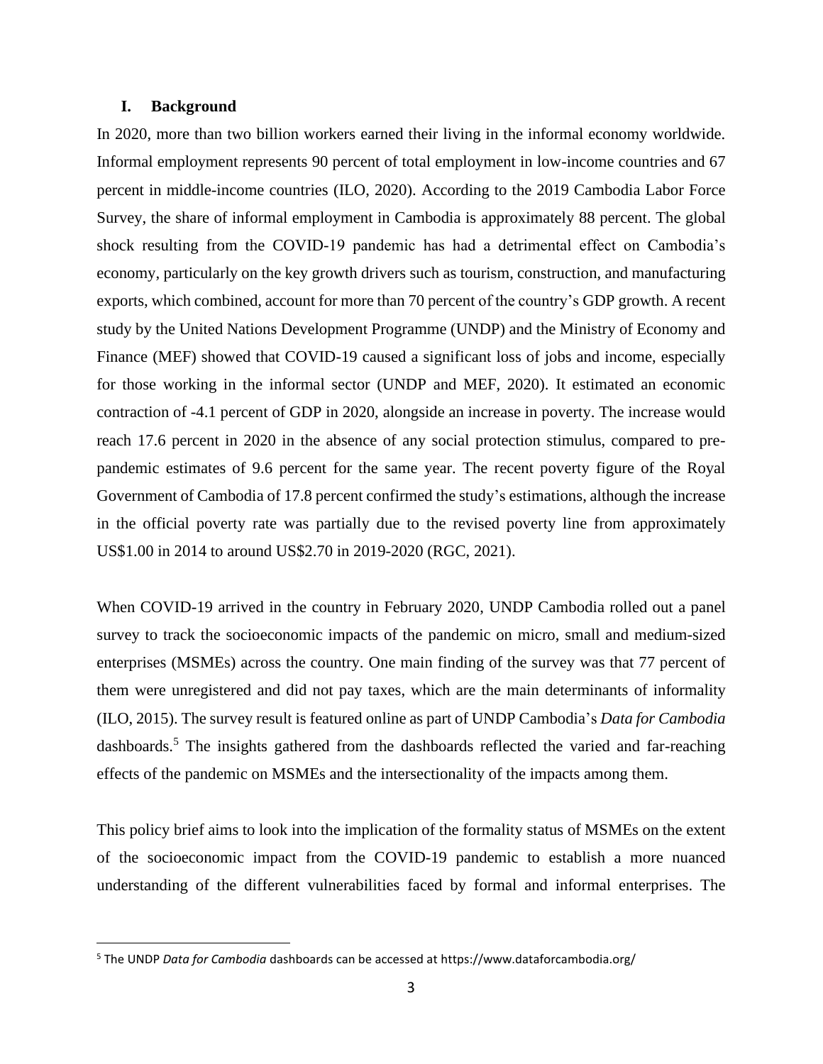## I. Background

In 2020, more than two billion workers earned their living in the informal economy worldwide. Informal employment represents 90 percent of total employment in low-income countries and 67 percent in middle-income countries (ILO, 2020). According to the 2019 Cambodia Labor Force Survey, the share of informal employment in Cambodia is approximately 88 percent. The global shock resulting from the COVID-19 pandemic has had a detrimental effect on Cambodia's economy, particularly on the key growth drivers such as tourism, construction, and manufacturing exports, which combined, account for more than 70 percent of the country's GDP growth. A recent study by the United Nations Development Programme (UNDP) and the Ministry of Economy and Finance (MEF) showed that COVID-19 caused a significant loss of jobs and income, especially for those working in the informal sector (UNDP and MEF, 2020). It estimated an economic contraction of -4.1 percent of GDP in 2020, alongside an increase in poverty. The increase would reach 17.6 percent in 2020 in the absence of any social protection stimulus, compared to pre-pandemic estimates of 9.6 percent for the same year. The recent poverty figure of the Royal Government of Cambodia of 17.8 percent confirmed the study's estimations, although the increase in the official poverty rate was partially due to the revised poverty line from approximately US$1.00 in 2014 to around US$2.70 in 2019-2020 (RGC, 2021).

When COVID-19 arrived in the country in February 2020, UNDP Cambodia rolled out a panel survey to track the socioeconomic impacts of the pandemic on micro, small and medium-sized enterprises (MSMEs) across the country. One main finding of the survey was that 77 percent of them were unregistered and did not pay taxes, which are the main determinants of informality (ILO, 2015). The survey result is featured online as part of UNDP Cambodia's *Data for Cambodia* dashboards.[5] The insights gathered from the dashboards reflected the varied and far-reaching effects of the pandemic on MSMEs and the intersectionality of the impacts among them.

This policy brief aims to look into the implication of the formality status of MSMEs on the extent of the socioeconomic impact from the COVID-19 pandemic to establish a more nuanced understanding of the different vulnerabilities faced by formal and informal enterprises. The

[5] The UNDP *Data for Cambodia* dashboards can be accessed at https://www.dataforcambodia.org/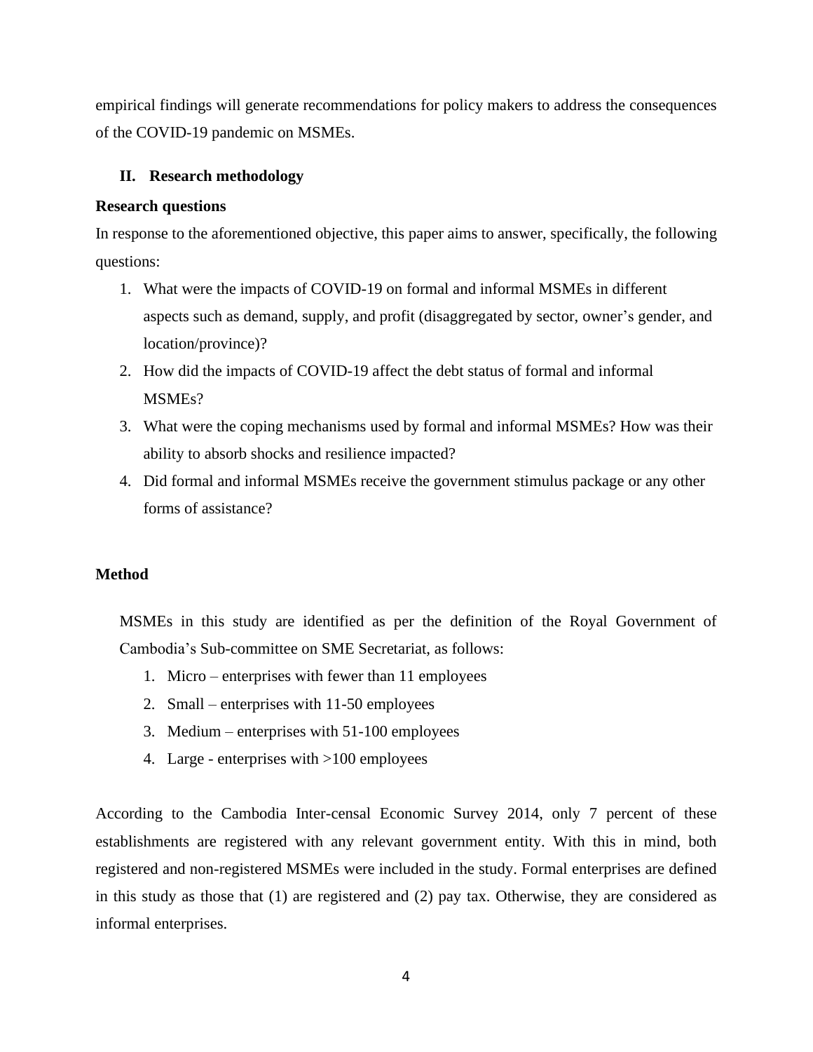empirical findings will generate recommendations for policy makers to address the consequences of the COVID-19 pandemic on MSMEs.

## II. Research methodology

### Research questions

In response to the aforementioned objective, this paper aims to answer, specifically, the following questions:

1. What were the impacts of COVID-19 on formal and informal MSMEs in different aspects such as demand, supply, and profit (disaggregated by sector, owner's gender, and location/province)?
2. How did the impacts of COVID-19 affect the debt status of formal and informal MSMEs?
3. What were the coping mechanisms used by formal and informal MSMEs? How was their ability to absorb shocks and resilience impacted?
4. Did formal and informal MSMEs receive the government stimulus package or any other forms of assistance?

### Method

MSMEs in this study are identified as per the definition of the Royal Government of Cambodia's Sub-committee on SME Secretariat, as follows:

1. Micro – enterprises with fewer than 11 employees
2. Small – enterprises with 11-50 employees
3. Medium – enterprises with 51-100 employees
4. Large - enterprises with >100 employees

According to the Cambodia Inter-censal Economic Survey 2014, only 7 percent of these establishments are registered with any relevant government entity. With this in mind, both registered and non-registered MSMEs were included in the study. Formal enterprises are defined in this study as those that (1) are registered and (2) pay tax. Otherwise, they are considered as informal enterprises.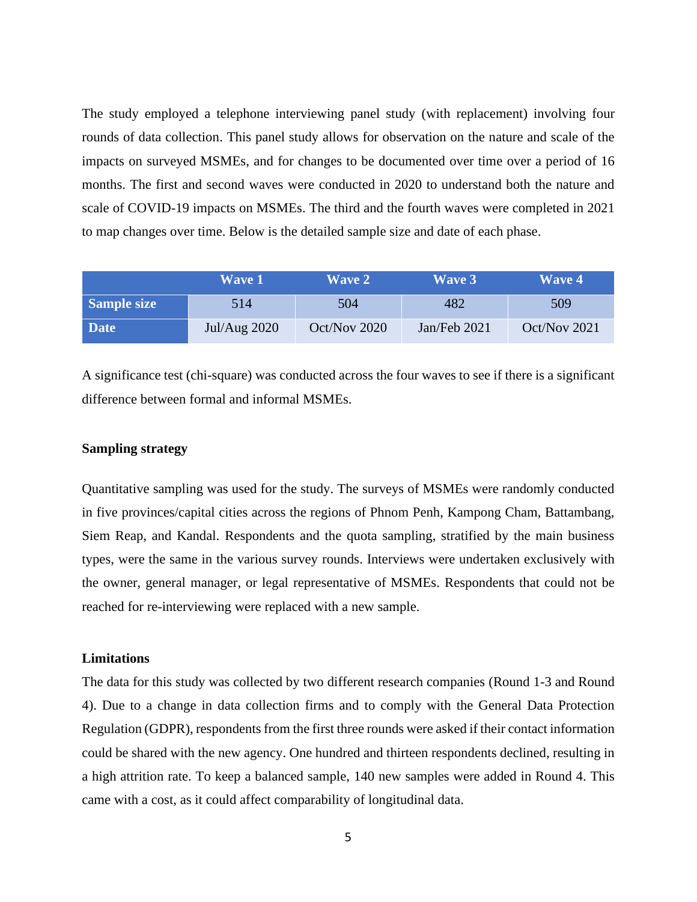The study employed a telephone interviewing panel study (with replacement) involving four rounds of data collection. This panel study allows for observation on the nature and scale of the impacts on surveyed MSMEs, and for changes to be documented over time over a period of 16 months. The first and second waves were conducted in 2020 to understand both the nature and scale of COVID-19 impacts on MSMEs. The third and the fourth waves were completed in 2021 to map changes over time. Below is the detailed sample size and date of each phase.

| | Wave 1 | Wave 2 | Wave 3 | Wave 4 |
|---|---|---|---|---|
| **Sample size** | 514 | 504 | 482 | 509 |
| **Date** | Jul/Aug 2020 | Oct/Nov 2020 | Jan/Feb 2021 | Oct/Nov 2021 |

A significance test (chi-square) was conducted across the four waves to see if there is a significant difference between formal and informal MSMEs.

**Sampling strategy**

Quantitative sampling was used for the study. The surveys of MSMEs were randomly conducted in five provinces/capital cities across the regions of Phnom Penh, Kampong Cham, Battambang, Siem Reap, and Kandal. Respondents and the quota sampling, stratified by the main business types, were the same in the various survey rounds. Interviews were undertaken exclusively with the owner, general manager, or legal representative of MSMEs. Respondents that could not be reached for re-interviewing were replaced with a new sample.

**Limitations**

The data for this study was collected by two different research companies (Round 1-3 and Round 4). Due to a change in data collection firms and to comply with the General Data Protection Regulation (GDPR), respondents from the first three rounds were asked if their contact information could be shared with the new agency. One hundred and thirteen respondents declined, resulting in a high attrition rate. To keep a balanced sample, 140 new samples were added in Round 4. This came with a cost, as it could affect comparability of longitudinal data.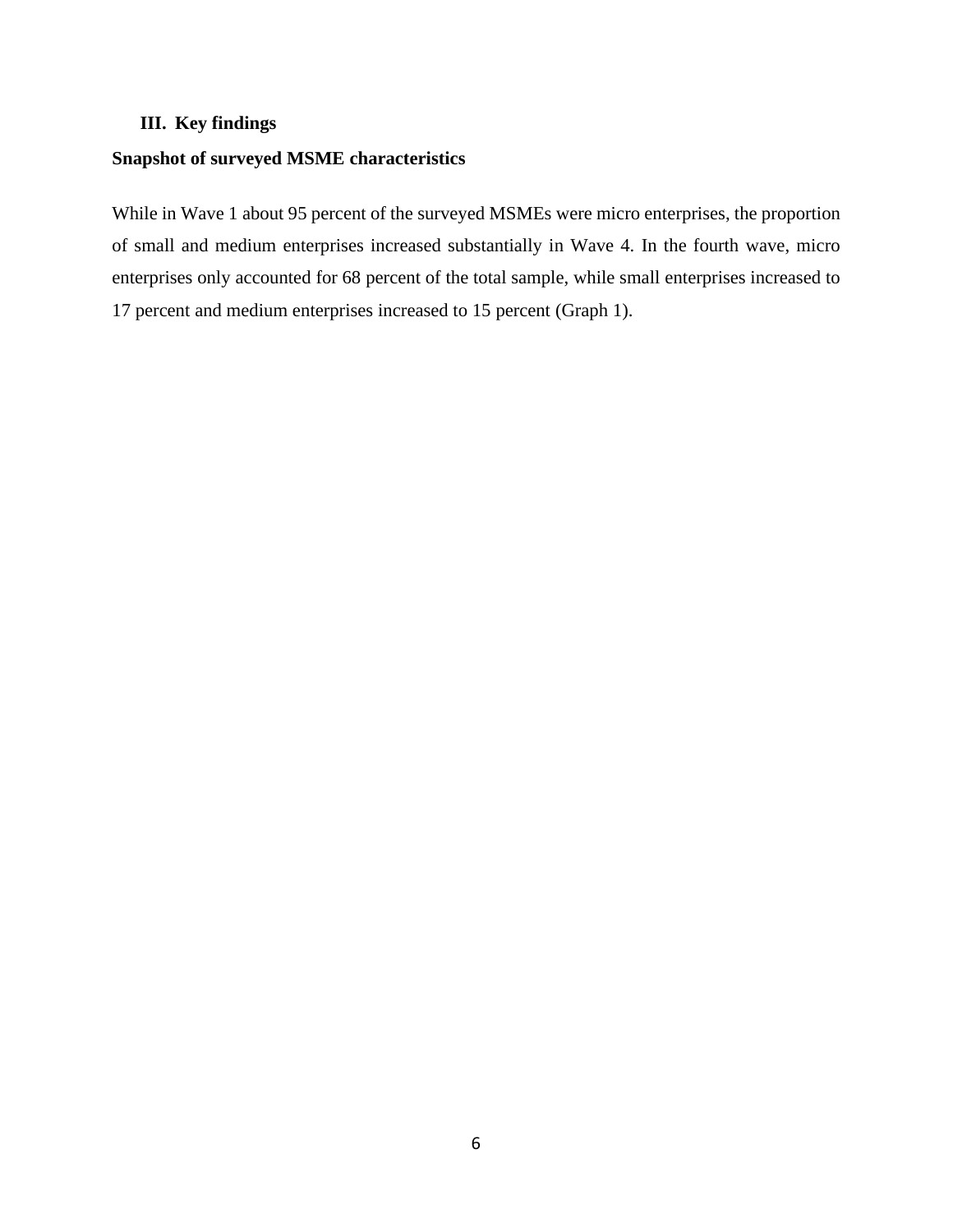## III. Key findings

### Snapshot of surveyed MSME characteristics

While in Wave 1 about 95 percent of the surveyed MSMEs were micro enterprises, the proportion of small and medium enterprises increased substantially in Wave 4. In the fourth wave, micro enterprises only accounted for 68 percent of the total sample, while small enterprises increased to 17 percent and medium enterprises increased to 15 percent (Graph 1).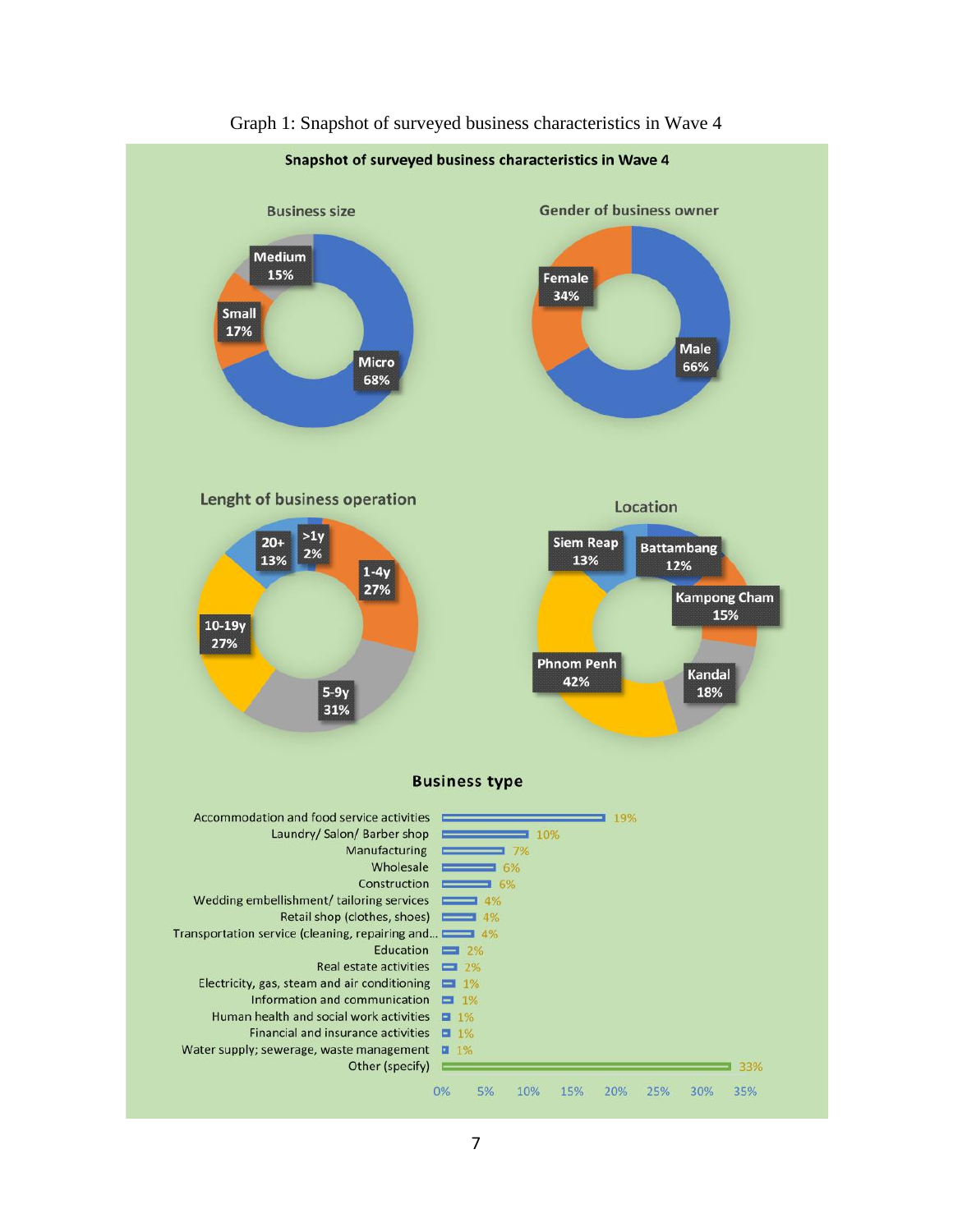Graph 1: Snapshot of surveyed business characteristics in Wave 4

**Snapshot of surveyed business characteristics in Wave 4**

**Business size**

| Category | Share |
|---|---|
| Micro | 68% |
| Small | 17% |
| Medium | 15% |

**Gender of business owner**

| Category | Share |
|---|---|
| Male | 66% |
| Female | 34% |

**Lenght of business operation**

| Category | Share |
|---|---|
| >1y | 2% |
| 1-4y | 27% |
| 5-9y | 31% |
| 10-19y | 27% |
| 20+ | 13% |

**Location**

| Category | Share |
|---|---|
| Phnom Penh | 42% |
| Kandal | 18% |
| Kampong Cham | 15% |
| Siem Reap | 13% |
| Battambang | 12% |

**Business type**

| Business type | Share |
|---|---|
| Accommodation and food service activities | 19% |
| Laundry/ Salon/ Barber shop | 10% |
| Manufacturing | 7% |
| Wholesale | 6% |
| Construction | 6% |
| Wedding embellishment/ tailoring services | 4% |
| Retail shop (clothes, shoes) | 4% |
| Transportation service (cleaning, repairing and... | 4% |
| Education | 2% |
| Real estate activities | 2% |
| Electricity, gas, steam and air conditioning | 1% |
| Information and communication | 1% |
| Human health and social work activities | 1% |
| Financial and insurance activities | 1% |
| Water supply; sewerage, waste management | 1% |
| Other (specify) | 33% |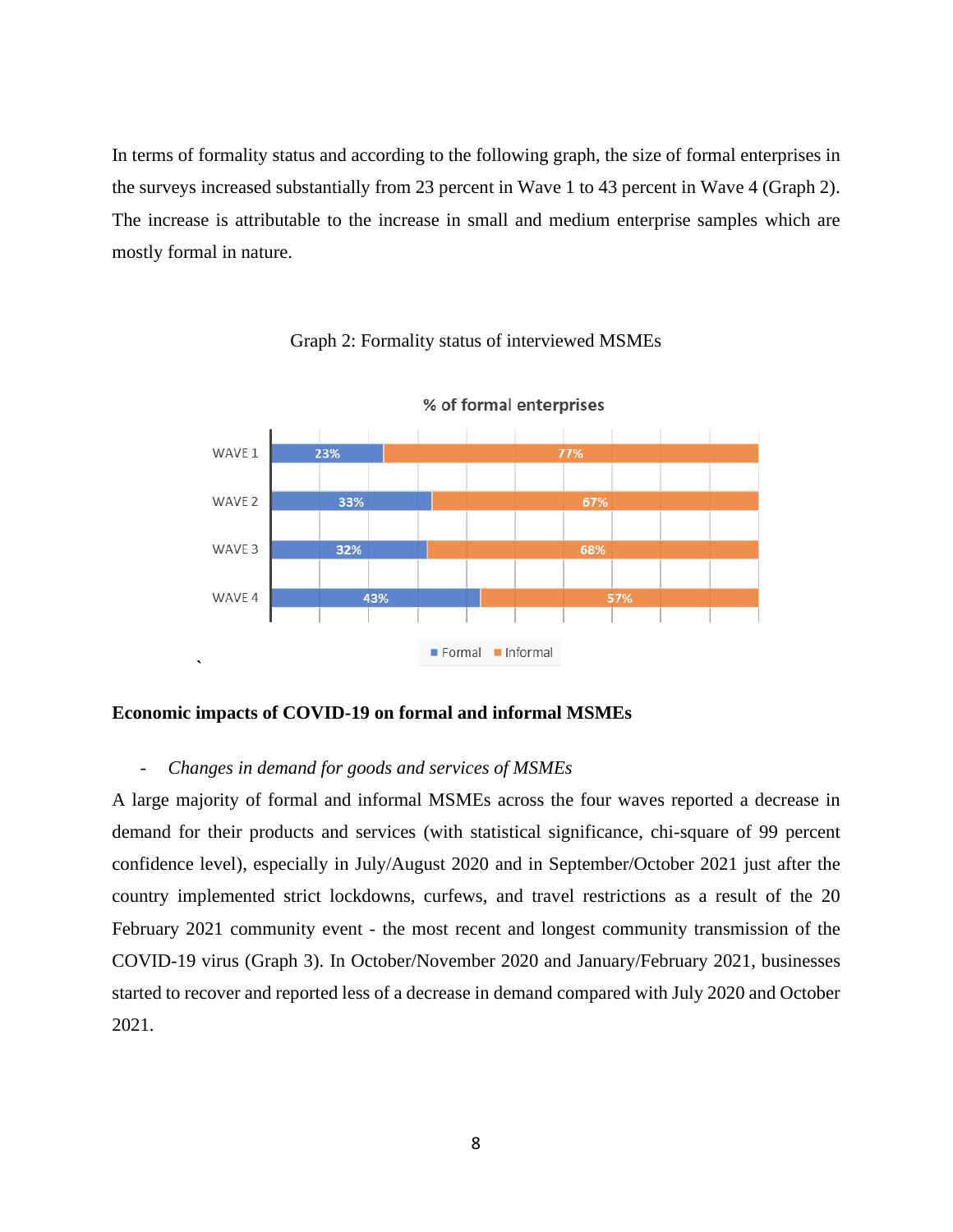In terms of formality status and according to the following graph, the size of formal enterprises in the surveys increased substantially from 23 percent in Wave 1 to 43 percent in Wave 4 (Graph 2). The increase is attributable to the increase in small and medium enterprise samples which are mostly formal in nature.

Graph 2: Formality status of interviewed MSMEs

% of formal enterprises

|  | Formal | Informal |
|---|---|---|
| WAVE 1 | 23% | 77% |
| WAVE 2 | 33% | 67% |
| WAVE 3 | 32% | 68% |
| WAVE 4 | 43% | 57% |

### Economic impacts of COVID-19 on formal and informal MSMEs

- *Changes in demand for goods and services of MSMEs*

A large majority of formal and informal MSMEs across the four waves reported a decrease in demand for their products and services (with statistical significance, chi-square of 99 percent confidence level), especially in July/August 2020 and in September/October 2021 just after the country implemented strict lockdowns, curfews, and travel restrictions as a result of the 20 February 2021 community event - the most recent and longest community transmission of the COVID-19 virus (Graph 3). In October/November 2020 and January/February 2021, businesses started to recover and reported less of a decrease in demand compared with July 2020 and October 2021.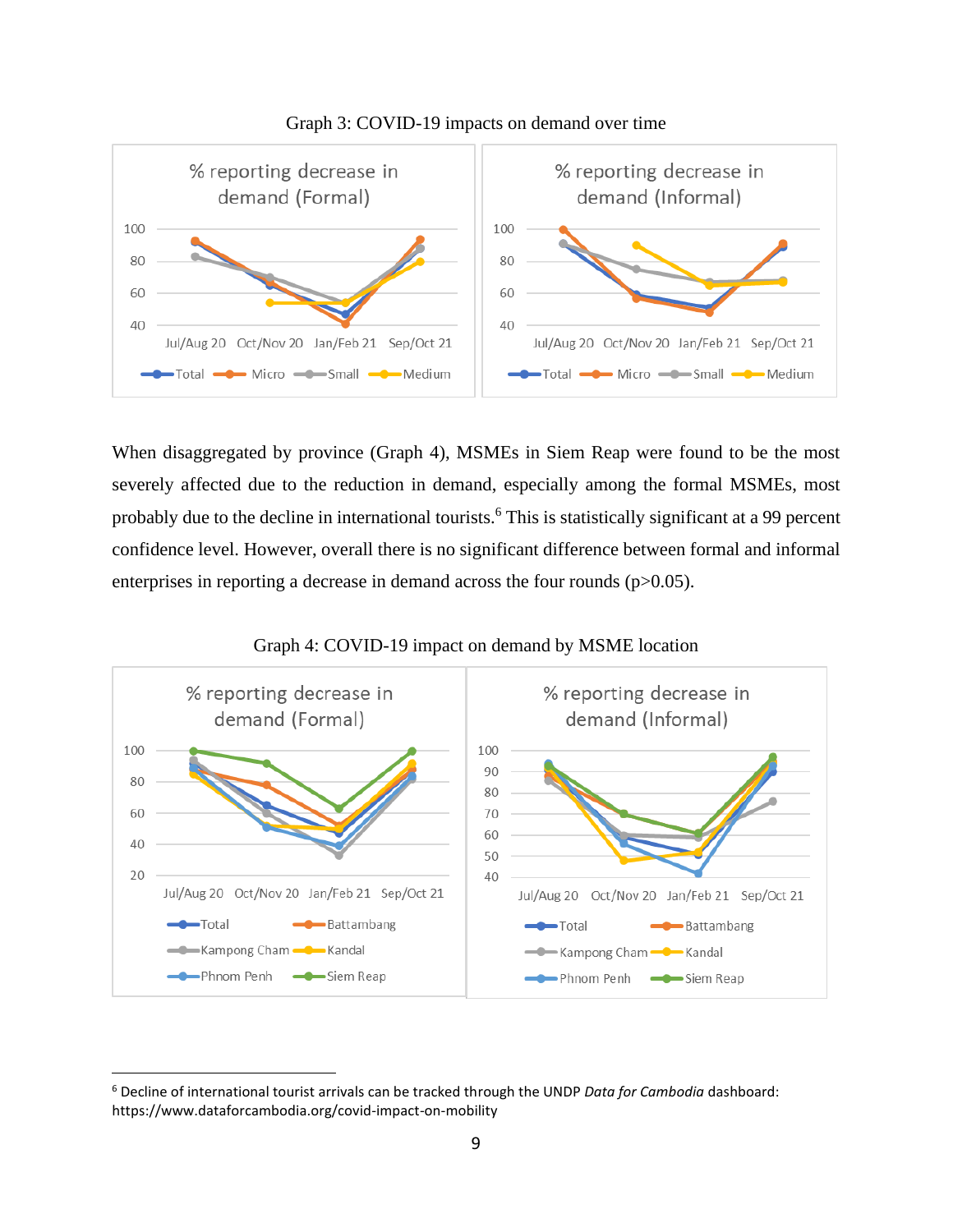Graph 3: COVID-19 impacts on demand over time

When disaggregated by province (Graph 4), MSMEs in Siem Reap were found to be the most severely affected due to the reduction in demand, especially among the formal MSMEs, most probably due to the decline in international tourists.[6] This is statistically significant at a 99 percent confidence level. However, overall there is no significant difference between formal and informal enterprises in reporting a decrease in demand across the four rounds ($p>0.05$).

Graph 4: COVID-19 impact on demand by MSME location

[6] Decline of international tourist arrivals can be tracked through the UNDP *Data for Cambodia* dashboard: https://www.dataforcambodia.org/covid-impact-on-mobility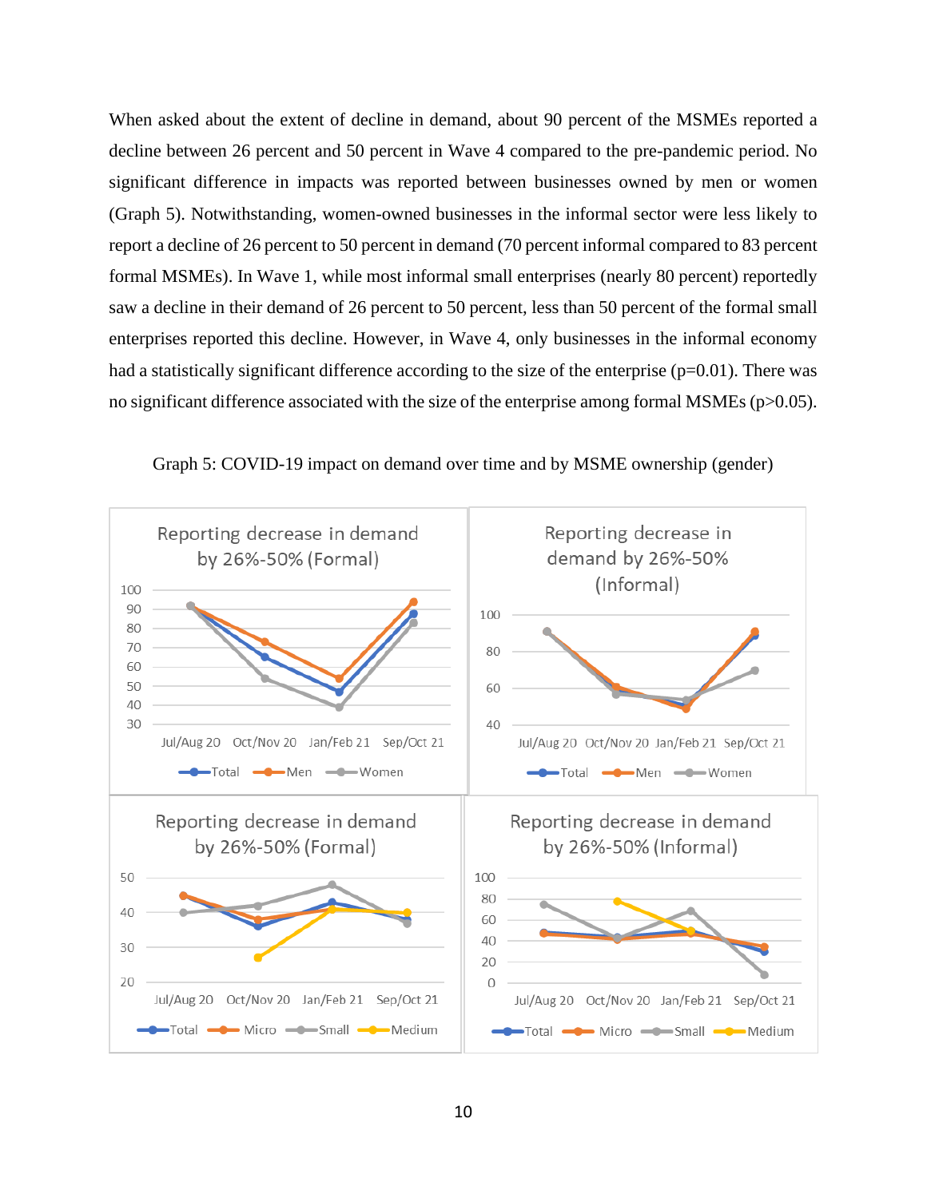When asked about the extent of decline in demand, about 90 percent of the MSMEs reported a decline between 26 percent and 50 percent in Wave 4 compared to the pre-pandemic period. No significant difference in impacts was reported between businesses owned by men or women (Graph 5). Notwithstanding, women-owned businesses in the informal sector were less likely to report a decline of 26 percent to 50 percent in demand (70 percent informal compared to 83 percent formal MSMEs). In Wave 1, while most informal small enterprises (nearly 80 percent) reportedly saw a decline in their demand of 26 percent to 50 percent, less than 50 percent of the formal small enterprises reported this decline. However, in Wave 4, only businesses in the informal economy had a statistically significant difference according to the size of the enterprise ($p=0.01$). There was no significant difference associated with the size of the enterprise among formal MSMEs ($p>0.05$).

Graph 5: COVID-19 impact on demand over time and by MSME ownership (gender)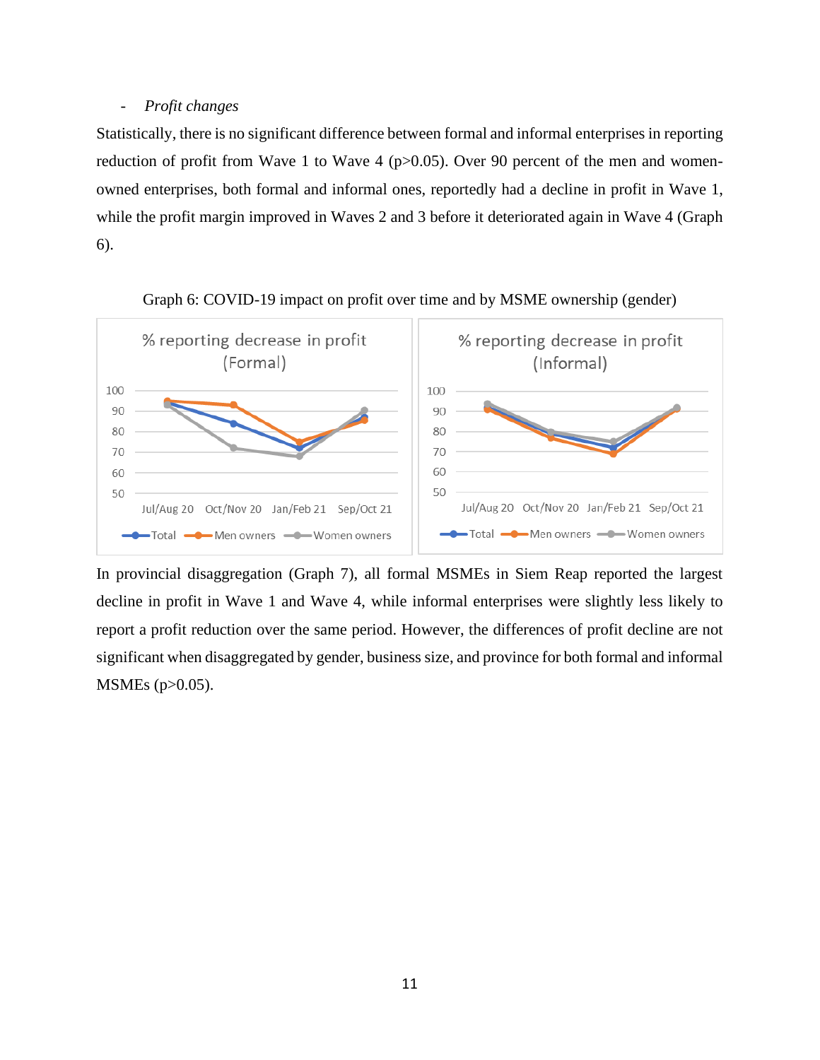- *Profit changes*

Statistically, there is no significant difference between formal and informal enterprises in reporting reduction of profit from Wave 1 to Wave 4 ($p>0.05$). Over 90 percent of the men and women-owned enterprises, both formal and informal ones, reportedly had a decline in profit in Wave 1, while the profit margin improved in Waves 2 and 3 before it deteriorated again in Wave 4 (Graph 6).

Graph 6: COVID-19 impact on profit over time and by MSME ownership (gender)

In provincial disaggregation (Graph 7), all formal MSMEs in Siem Reap reported the largest decline in profit in Wave 1 and Wave 4, while informal enterprises were slightly less likely to report a profit reduction over the same period. However, the differences of profit decline are not significant when disaggregated by gender, business size, and province for both formal and informal MSMEs ($p>0.05$).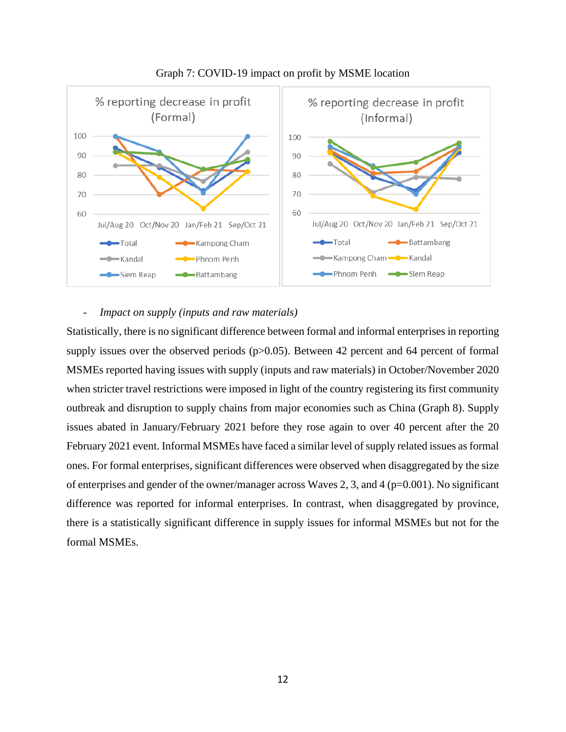Graph 7: COVID-19 impact on profit by MSME location

- *Impact on supply (inputs and raw materials)*

Statistically, there is no significant difference between formal and informal enterprises in reporting supply issues over the observed periods (p>0.05). Between 42 percent and 64 percent of formal MSMEs reported having issues with supply (inputs and raw materials) in October/November 2020 when stricter travel restrictions were imposed in light of the country registering its first community outbreak and disruption to supply chains from major economies such as China (Graph 8). Supply issues abated in January/February 2021 before they rose again to over 40 percent after the 20 February 2021 event. Informal MSMEs have faced a similar level of supply related issues as formal ones. For formal enterprises, significant differences were observed when disaggregated by the size of enterprises and gender of the owner/manager across Waves 2, 3, and 4 (p=0.001). No significant difference was reported for informal enterprises. In contrast, when disaggregated by province, there is a statistically significant difference in supply issues for informal MSMEs but not for the formal MSMEs.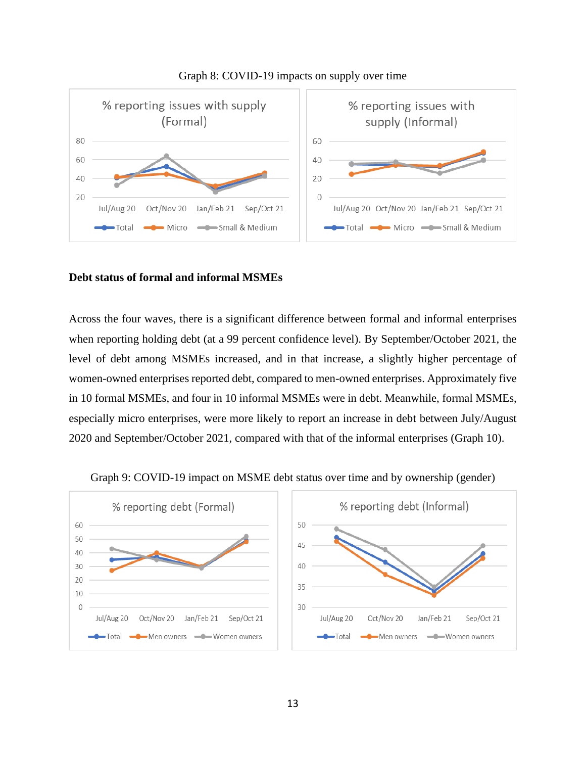Graph 8: COVID-19 impacts on supply over time

**Debt status of formal and informal MSMEs**

Across the four waves, there is a significant difference between formal and informal enterprises when reporting holding debt (at a 99 percent confidence level). By September/October 2021, the level of debt among MSMEs increased, and in that increase, a slightly higher percentage of women-owned enterprises reported debt, compared to men-owned enterprises. Approximately five in 10 formal MSMEs, and four in 10 informal MSMEs were in debt. Meanwhile, formal MSMEs, especially micro enterprises, were more likely to report an increase in debt between July/August 2020 and September/October 2021, compared with that of the informal enterprises (Graph 10).

Graph 9: COVID-19 impact on MSME debt status over time and by ownership (gender)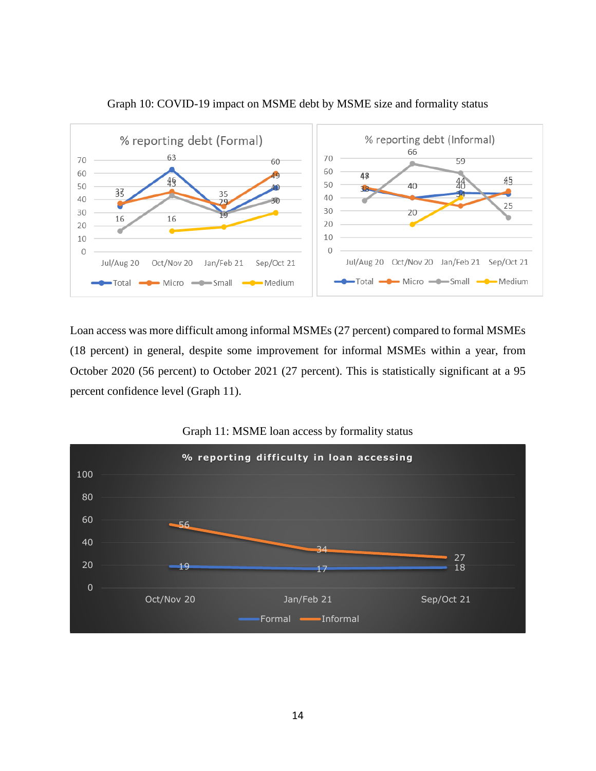Graph 10: COVID-19 impact on MSME debt by MSME size and formality status

Loan access was more difficult among informal MSMEs (27 percent) compared to formal MSMEs (18 percent) in general, despite some improvement for informal MSMEs within a year, from October 2020 (56 percent) to October 2021 (27 percent). This is statistically significant at a 95 percent confidence level (Graph 11).

Graph 11: MSME loan access by formality status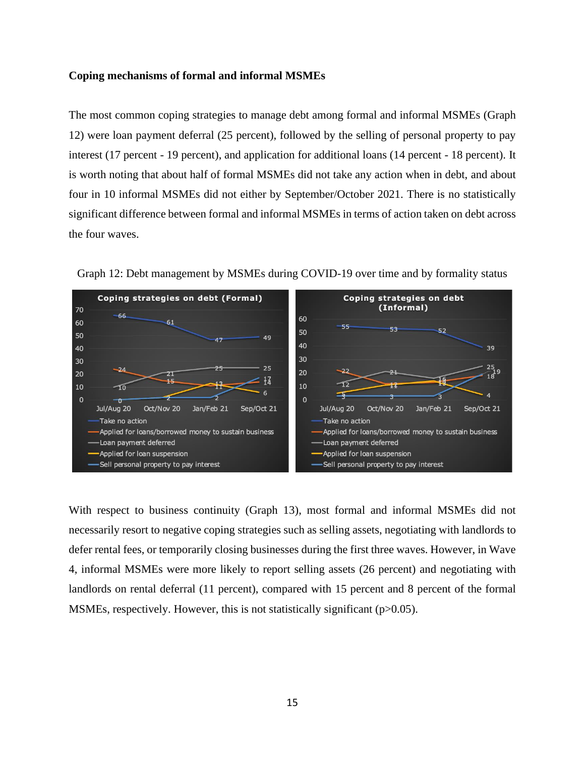**Coping mechanisms of formal and informal MSMEs**

The most common coping strategies to manage debt among formal and informal MSMEs (Graph 12) were loan payment deferral (25 percent), followed by the selling of personal property to pay interest (17 percent - 19 percent), and application for additional loans (14 percent - 18 percent). It is worth noting that about half of formal MSMEs did not take any action when in debt, and about four in 10 informal MSMEs did not either by September/October 2021. There is no statistically significant difference between formal and informal MSMEs in terms of action taken on debt across the four waves.

Graph 12: Debt management by MSMEs during COVID-19 over time and by formality status

With respect to business continuity (Graph 13), most formal and informal MSMEs did not necessarily resort to negative coping strategies such as selling assets, negotiating with landlords to defer rental fees, or temporarily closing businesses during the first three waves. However, in Wave 4, informal MSMEs were more likely to report selling assets (26 percent) and negotiating with landlords on rental deferral (11 percent), compared with 15 percent and 8 percent of the formal MSMEs, respectively. However, this is not statistically significant ($p>0.05$).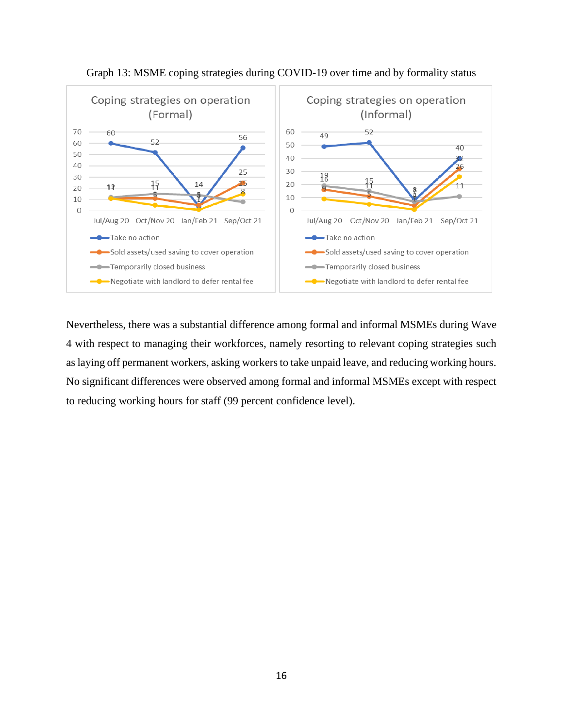Graph 13: MSME coping strategies during COVID-19 over time and by formality status

Nevertheless, there was a substantial difference among formal and informal MSMEs during Wave 4 with respect to managing their workforces, namely resorting to relevant coping strategies such as laying off permanent workers, asking workers to take unpaid leave, and reducing working hours. No significant differences were observed among formal and informal MSMEs except with respect to reducing working hours for staff (99 percent confidence level).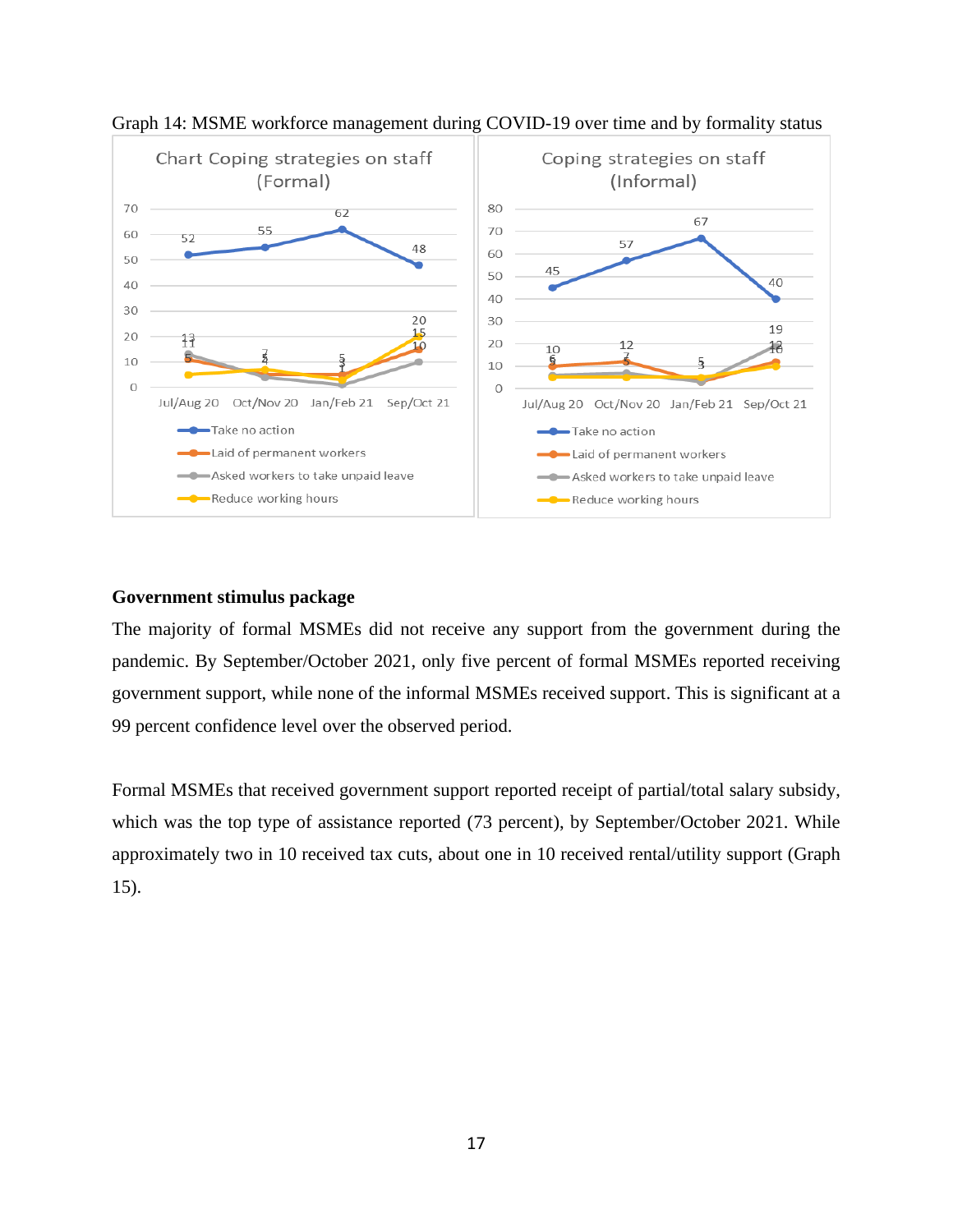Graph 14: MSME workforce management during COVID-19 over time and by formality status

### Government stimulus package

The majority of formal MSMEs did not receive any support from the government during the pandemic. By September/October 2021, only five percent of formal MSMEs reported receiving government support, while none of the informal MSMEs received support. This is significant at a 99 percent confidence level over the observed period.

Formal MSMEs that received government support reported receipt of partial/total salary subsidy, which was the top type of assistance reported (73 percent), by September/October 2021. While approximately two in 10 received tax cuts, about one in 10 received rental/utility support (Graph 15).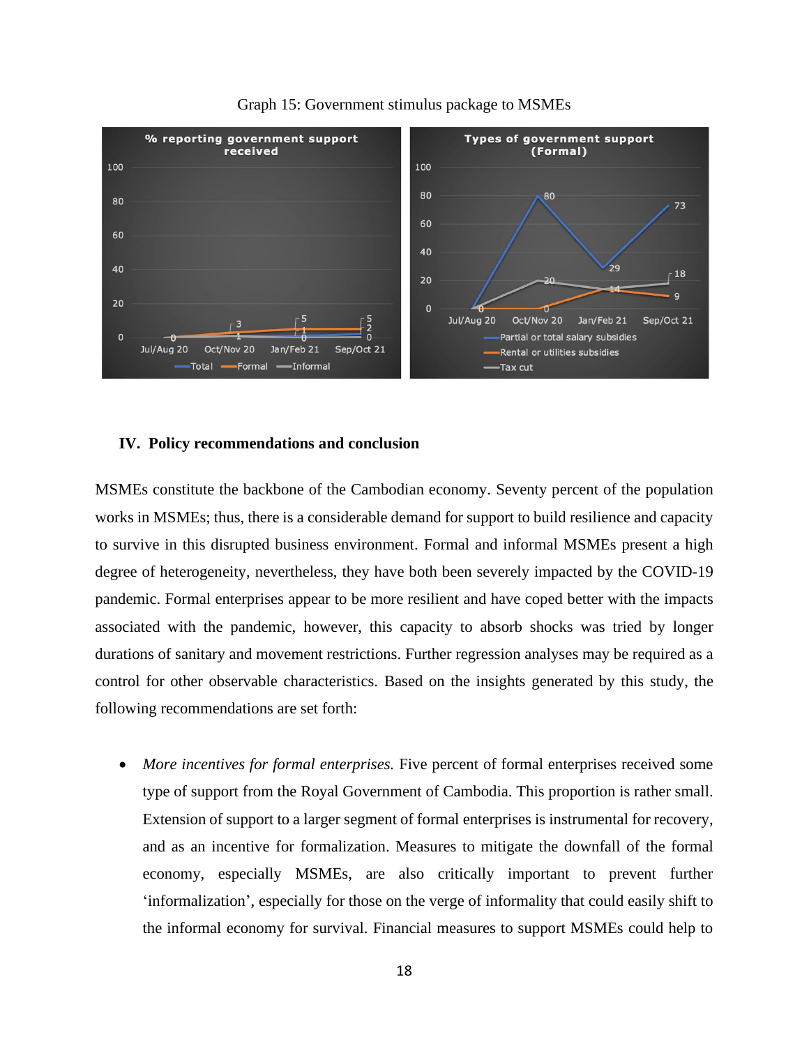Graph 15: Government stimulus package to MSMEs

## IV. Policy recommendations and conclusion

MSMEs constitute the backbone of the Cambodian economy. Seventy percent of the population works in MSMEs; thus, there is a considerable demand for support to build resilience and capacity to survive in this disrupted business environment. Formal and informal MSMEs present a high degree of heterogeneity, nevertheless, they have both been severely impacted by the COVID-19 pandemic. Formal enterprises appear to be more resilient and have coped better with the impacts associated with the pandemic, however, this capacity to absorb shocks was tried by longer durations of sanitary and movement restrictions. Further regression analyses may be required as a control for other observable characteristics. Based on the insights generated by this study, the following recommendations are set forth:

- *More incentives for formal enterprises.* Five percent of formal enterprises received some type of support from the Royal Government of Cambodia. This proportion is rather small. Extension of support to a larger segment of formal enterprises is instrumental for recovery, and as an incentive for formalization. Measures to mitigate the downfall of the formal economy, especially MSMEs, are also critically important to prevent further 'informalization', especially for those on the verge of informality that could easily shift to the informal economy for survival. Financial measures to support MSMEs could help to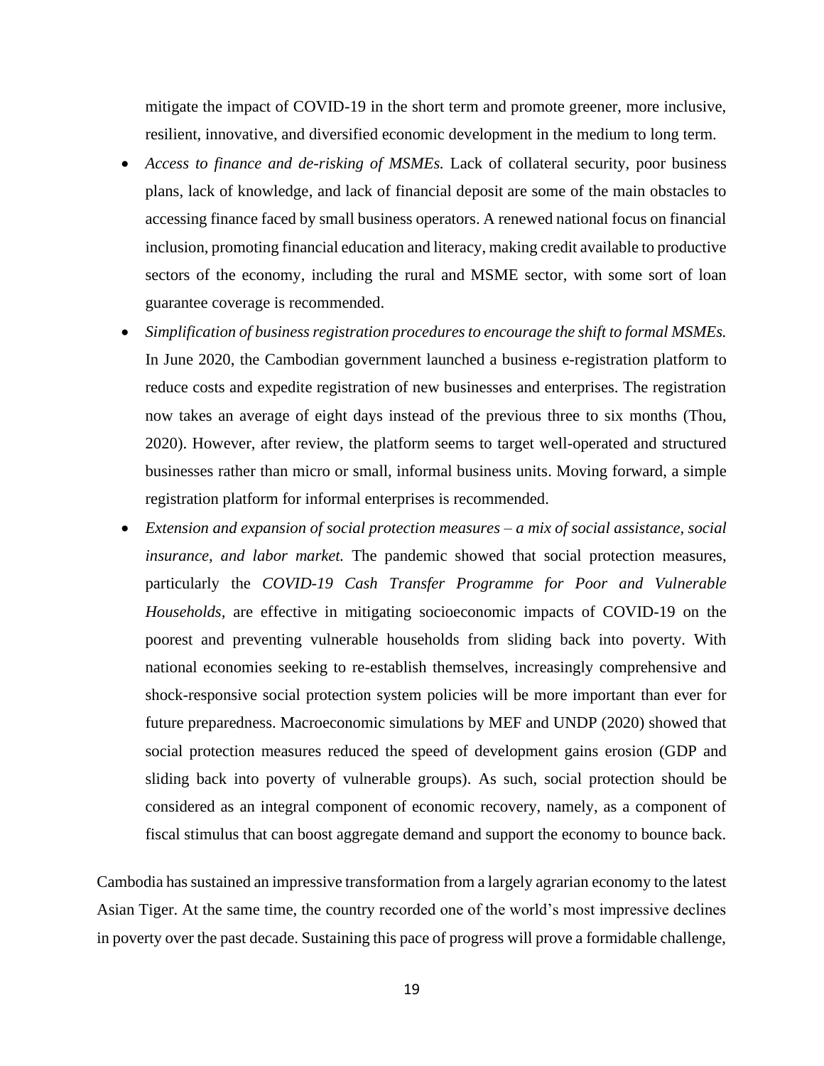mitigate the impact of COVID-19 in the short term and promote greener, more inclusive, resilient, innovative, and diversified economic development in the medium to long term.

- *Access to finance and de-risking of MSMEs.* Lack of collateral security, poor business plans, lack of knowledge, and lack of financial deposit are some of the main obstacles to accessing finance faced by small business operators. A renewed national focus on financial inclusion, promoting financial education and literacy, making credit available to productive sectors of the economy, including the rural and MSME sector, with some sort of loan guarantee coverage is recommended.
- *Simplification of business registration procedures to encourage the shift to formal MSMEs.* In June 2020, the Cambodian government launched a business e-registration platform to reduce costs and expedite registration of new businesses and enterprises. The registration now takes an average of eight days instead of the previous three to six months (Thou, 2020). However, after review, the platform seems to target well-operated and structured businesses rather than micro or small, informal business units. Moving forward, a simple registration platform for informal enterprises is recommended.
- *Extension and expansion of social protection measures – a mix of social assistance, social insurance, and labor market.* The pandemic showed that social protection measures, particularly the *COVID-19 Cash Transfer Programme for Poor and Vulnerable Households*, are effective in mitigating socioeconomic impacts of COVID-19 on the poorest and preventing vulnerable households from sliding back into poverty. With national economies seeking to re-establish themselves, increasingly comprehensive and shock-responsive social protection system policies will be more important than ever for future preparedness. Macroeconomic simulations by MEF and UNDP (2020) showed that social protection measures reduced the speed of development gains erosion (GDP and sliding back into poverty of vulnerable groups). As such, social protection should be considered as an integral component of economic recovery, namely, as a component of fiscal stimulus that can boost aggregate demand and support the economy to bounce back.

Cambodia has sustained an impressive transformation from a largely agrarian economy to the latest Asian Tiger. At the same time, the country recorded one of the world's most impressive declines in poverty over the past decade. Sustaining this pace of progress will prove a formidable challenge,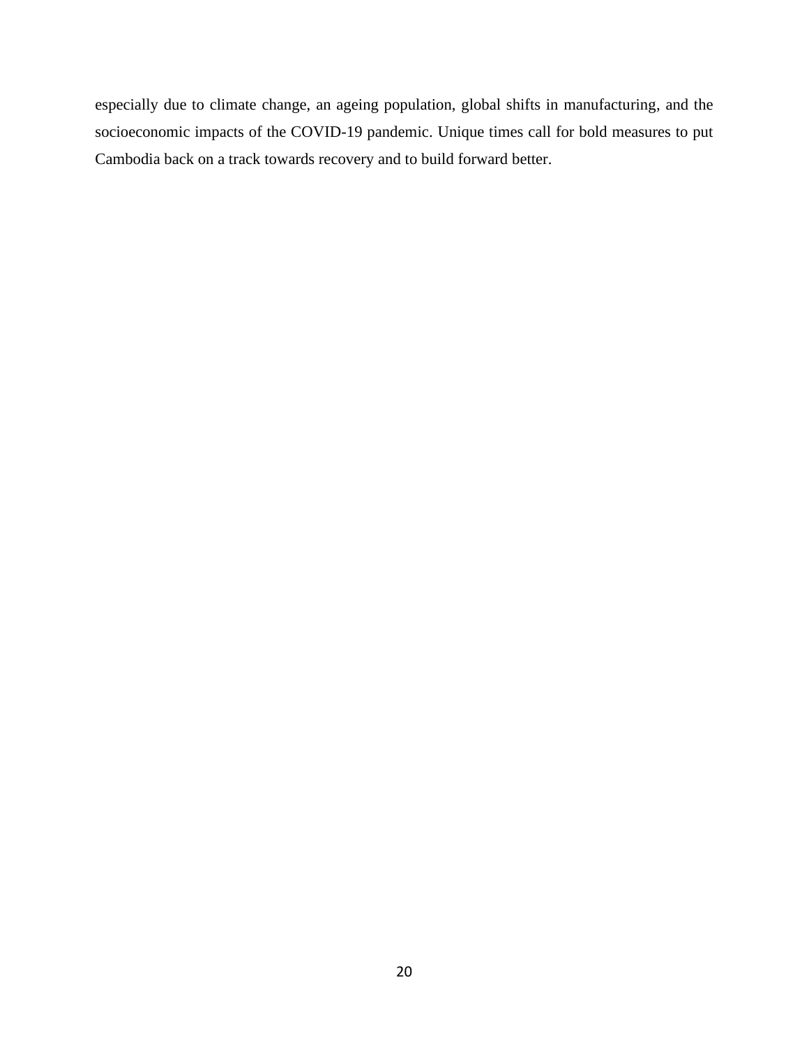especially due to climate change, an ageing population, global shifts in manufacturing, and the socioeconomic impacts of the COVID-19 pandemic. Unique times call for bold measures to put Cambodia back on a track towards recovery and to build forward better.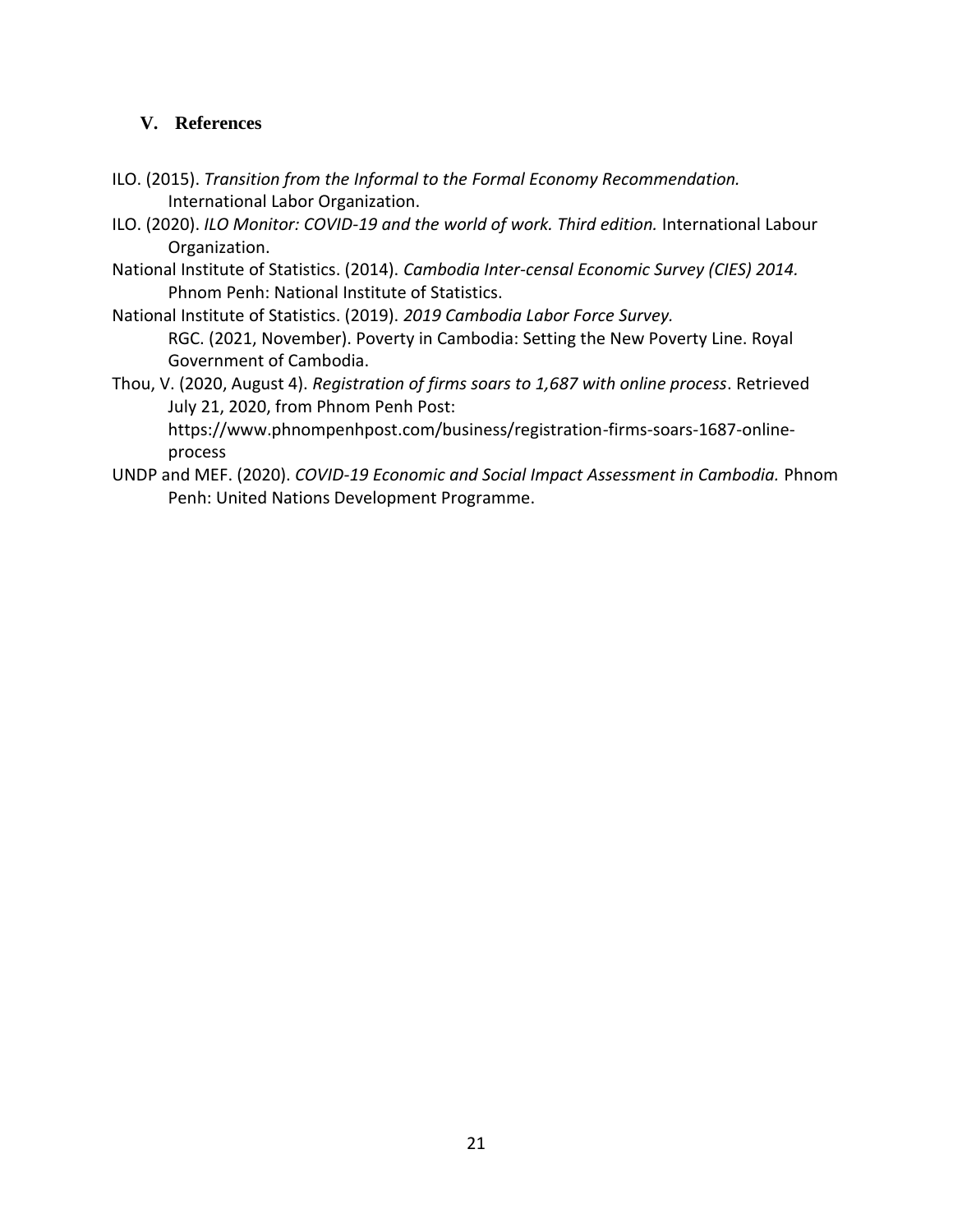## V. References

ILO. (2015). *Transition from the Informal to the Formal Economy Recommendation.* International Labor Organization.

ILO. (2020). *ILO Monitor: COVID-19 and the world of work. Third edition.* International Labour Organization.

National Institute of Statistics. (2014). *Cambodia Inter-censal Economic Survey (CIES) 2014.* Phnom Penh: National Institute of Statistics.

National Institute of Statistics. (2019). *2019 Cambodia Labor Force Survey.*
RGC. (2021, November). Poverty in Cambodia: Setting the New Poverty Line. Royal Government of Cambodia.

Thou, V. (2020, August 4). *Registration of firms soars to 1,687 with online process*. Retrieved July 21, 2020, from Phnom Penh Post: https://www.phnompenhpost.com/business/registration-firms-soars-1687-online-process

UNDP and MEF. (2020). *COVID-19 Economic and Social Impact Assessment in Cambodia.* Phnom Penh: United Nations Development Programme.